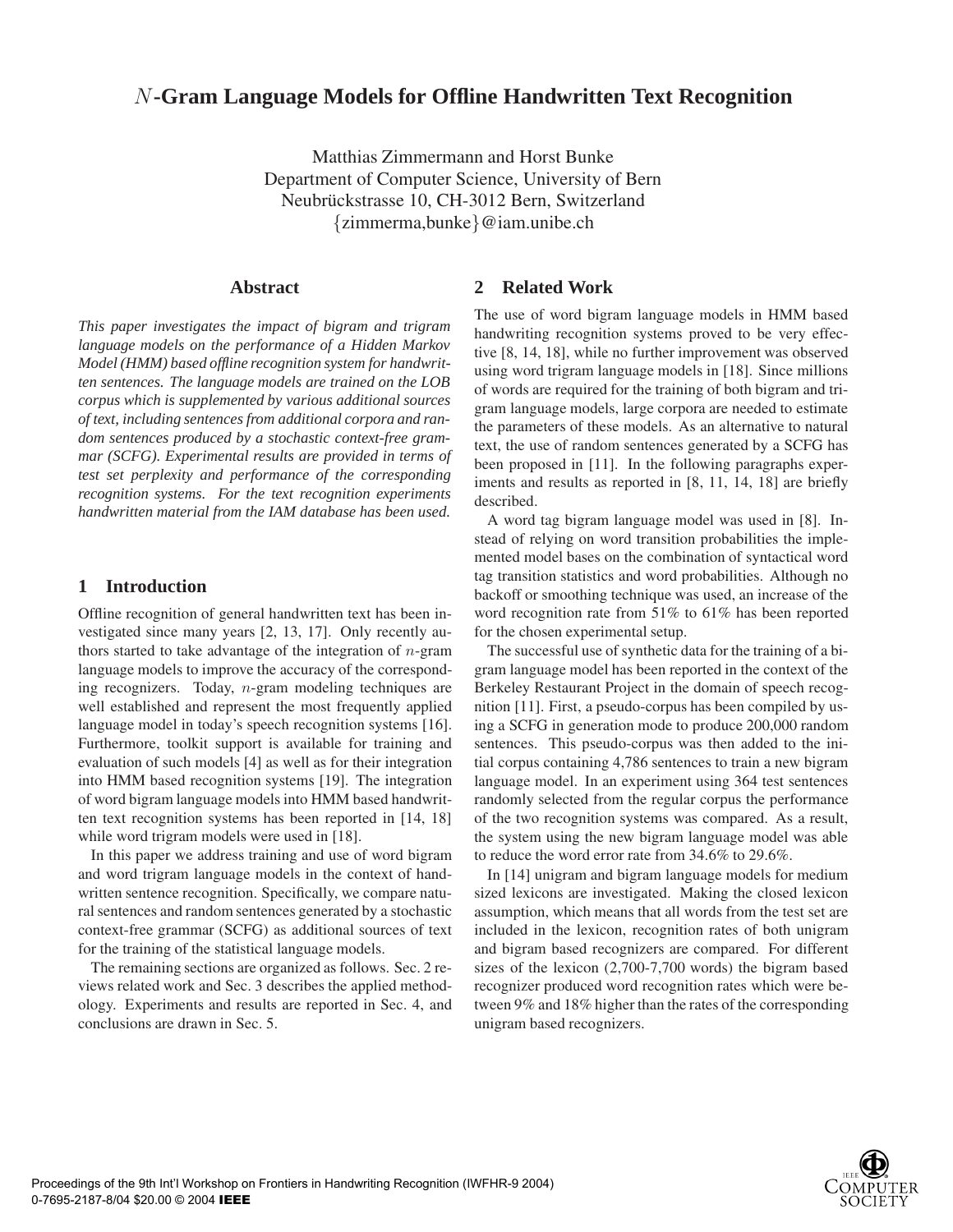# $N$-Gram Language Models for Offline Handwritten Text Recognition

Matthias Zimmermann and Horst Bunke
Department of Computer Science, University of Bern
Neubrückstrasse 10, CH-3012 Bern, Switzerland
{zimmerma,bunke}@iam.unibe.ch

## Abstract

*This paper investigates the impact of bigram and trigram language models on the performance of a Hidden Markov Model (HMM) based offline recognition system for handwritten sentences. The language models are trained on the LOB corpus which is supplemented by various additional sources of text, including sentences from additional corpora and random sentences produced by a stochastic context-free grammar (SCFG). Experimental results are provided in terms of test set perplexity and performance of the corresponding recognition systems. For the text recognition experiments handwritten material from the IAM database has been used.*

## 1 Introduction

Offline recognition of general handwritten text has been investigated since many years [2, 13, 17]. Only recently authors started to take advantage of the integration of $n$-gram language models to improve the accuracy of the corresponding recognizers. Today, $n$-gram modeling techniques are well established and represent the most frequently applied language model in today's speech recognition systems [16]. Furthermore, toolkit support is available for training and evaluation of such models [4] as well as for their integration into HMM based recognition systems [19]. The integration of word bigram language models into HMM based handwritten text recognition systems has been reported in [14, 18] while word trigram models were used in [18].

In this paper we address training and use of word bigram and word trigram language models in the context of handwritten sentence recognition. Specifically, we compare natural sentences and random sentences generated by a stochastic context-free grammar (SCFG) as additional sources of text for the training of the statistical language models.

The remaining sections are organized as follows. Sec. 2 reviews related work and Sec. 3 describes the applied methodology. Experiments and results are reported in Sec. 4, and conclusions are drawn in Sec. 5.

## 2 Related Work

The use of word bigram language models in HMM based handwriting recognition systems proved to be very effective [8, 14, 18], while no further improvement was observed using word trigram language models in [18]. Since millions of words are required for the training of both bigram and trigram language models, large corpora are needed to estimate the parameters of these models. As an alternative to natural text, the use of random sentences generated by a SCFG has been proposed in [11]. In the following paragraphs experiments and results as reported in [8, 11, 14, 18] are briefly described.

A word tag bigram language model was used in [8]. Instead of relying on word transition probabilities the implemented model bases on the combination of syntactical word tag transition statistics and word probabilities. Although no backoff or smoothing technique was used, an increase of the word recognition rate from 51% to 61% has been reported for the chosen experimental setup.

The successful use of synthetic data for the training of a bigram language model has been reported in the context of the Berkeley Restaurant Project in the domain of speech recognition [11]. First, a pseudo-corpus has been compiled by using a SCFG in generation mode to produce 200,000 random sentences. This pseudo-corpus was then added to the initial corpus containing 4,786 sentences to train a new bigram language model. In an experiment using 364 test sentences randomly selected from the regular corpus the performance of the two recognition systems was compared. As a result, the system using the new bigram language model was able to reduce the word error rate from 34.6% to 29.6%.

In [14] unigram and bigram language models for medium sized lexicons are investigated. Making the closed lexicon assumption, which means that all words from the test set are included in the lexicon, recognition rates of both unigram and bigram based recognizers are compared. For different sizes of the lexicon (2,700-7,700 words) the bigram based recognizer produced word recognition rates which were between 9% and 18% higher than the rates of the corresponding unigram based recognizers.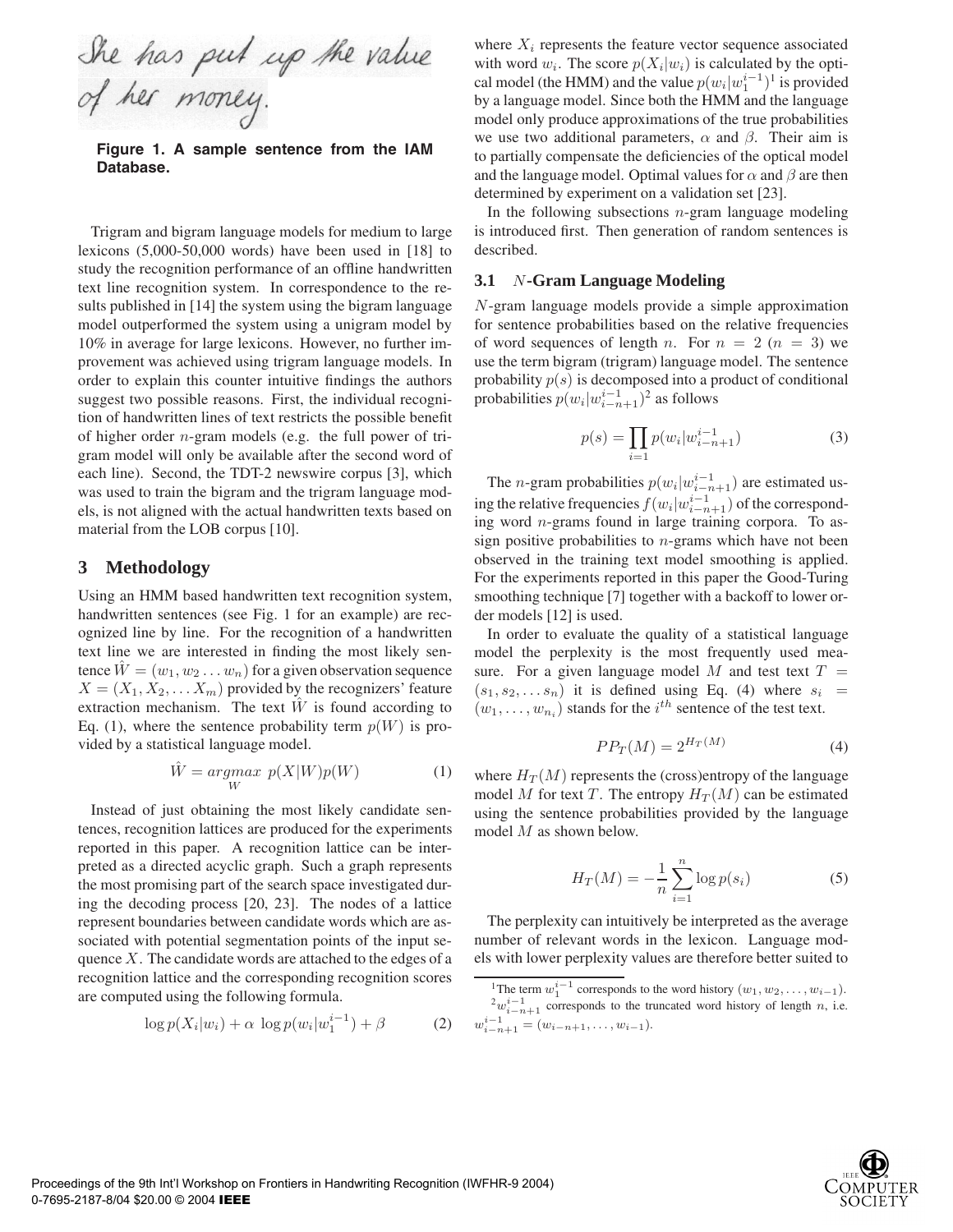Figure 1. A sample sentence from the IAM Database.

Trigram and bigram language models for medium to large lexicons (5,000-50,000 words) have been used in [18] to study the recognition performance of an offline handwritten text line recognition system. In correspondence to the results published in [14] the system using the bigram language model outperformed the system using a unigram model by 10% in average for large lexicons. However, no further improvement was achieved using trigram language models. In order to explain this counter intuitive findings the authors suggest two possible reasons. First, the individual recognition of handwritten lines of text restricts the possible benefit of higher order $n$-gram models (e.g. the full power of trigram model will only be available after the second word of each line). Second, the TDT-2 newswire corpus [3], which was used to train the bigram and the trigram language models, is not aligned with the actual handwritten texts based on material from the LOB corpus [10].

## 3 Methodology

Using an HMM based handwritten text recognition system, handwritten sentences (see Fig. 1 for an example) are recognized line by line. For the recognition of a handwritten text line we are interested in finding the most likely sentence $\hat{W} = (w_1, w_2 \ldots w_n)$ for a given observation sequence $X = (X_1, X_2, \ldots X_m)$ provided by the recognizers' feature extraction mechanism. The text $\hat{W}$ is found according to Eq. (1), where the sentence probability term $p(W)$ is provided by a statistical language model.

$$\hat{W} = \underset{W}{argmax}\ p(X|W)p(W) \tag{1}$$

Instead of just obtaining the most likely candidate sentences, recognition lattices are produced for the experiments reported in this paper. A recognition lattice can be interpreted as a directed acyclic graph. Such a graph represents the most promising part of the search space investigated during the decoding process [20, 23]. The nodes of a lattice represent boundaries between candidate words which are associated with potential segmentation points of the input sequence $X$. The candidate words are attached to the edges of a recognition lattice and the corresponding recognition scores are computed using the following formula.

$$\log p(X_i|w_i) + \alpha \ \log p(w_i|w_1^{i-1}) + \beta \tag{2}$$

where $X_i$ represents the feature vector sequence associated with word $w_i$. The score $p(X_i|w_i)$ is calculated by the optical model (the HMM) and the value $p(w_i|w_1^{i-1})$[1] is provided by a language model. Since both the HMM and the language model only produce approximations of the true probabilities we use two additional parameters, $\alpha$ and $\beta$. Their aim is to partially compensate the deficiencies of the optical model and the language model. Optimal values for $\alpha$ and $\beta$ are then determined by experiment on a validation set [23].

In the following subsections $n$-gram language modeling is introduced first. Then generation of random sentences is described.

### 3.1 $N$-Gram Language Modeling

$N$-gram language models provide a simple approximation for sentence probabilities based on the relative frequencies of word sequences of length $n$. For $n = 2$ ($n = 3$) we use the term bigram (trigram) language model. The sentence probability $p(s)$ is decomposed into a product of conditional probabilities $p(w_i|w_{i-n+1}^{i-1})$[2] as follows

$$p(s) = \prod_{i=1} p(w_i|w_{i-n+1}^{i-1}) \tag{3}$$

The $n$-gram probabilities $p(w_i|w_{i-n+1}^{i-1})$ are estimated using the relative frequencies $f(w_i|w_{i-n+1}^{i-1})$ of the corresponding word $n$-grams found in large training corpora. To assign positive probabilities to $n$-grams which have not been observed in the training text model smoothing is applied. For the experiments reported in this paper the Good-Turing smoothing technique [7] together with a backoff to lower order models [12] is used.

In order to evaluate the quality of a statistical language model the perplexity is the most frequently used measure. For a given language model $M$ and test text $T = (s_1, s_2, \ldots s_n)$ it is defined using Eq. (4) where $s_i = (w_1, \ldots, w_{n_i})$ stands for the $i^{th}$ sentence of the test text.

$$PP_T(M) = 2^{H_T(M)} \tag{4}$$

where $H_T(M)$ represents the (cross)entropy of the language model $M$ for text $T$. The entropy $H_T(M)$ can be estimated using the sentence probabilities provided by the language model $M$ as shown below.

$$H_T(M) = -\frac{1}{n}\sum_{i=1}^{n} \log p(s_i) \tag{5}$$

The perplexity can intuitively be interpreted as the average number of relevant words in the lexicon. Language models with lower perplexity values are therefore better suited to

[1] The term $w_1^{i-1}$ corresponds to the word history $(w_1, w_2, \ldots, w_{i-1})$.

[2] $w_{i-n+1}^{i-1}$ corresponds to the truncated word history of length $n$, i.e. $w_{i-n+1}^{i-1} = (w_{i-n+1}, \ldots, w_{i-1})$.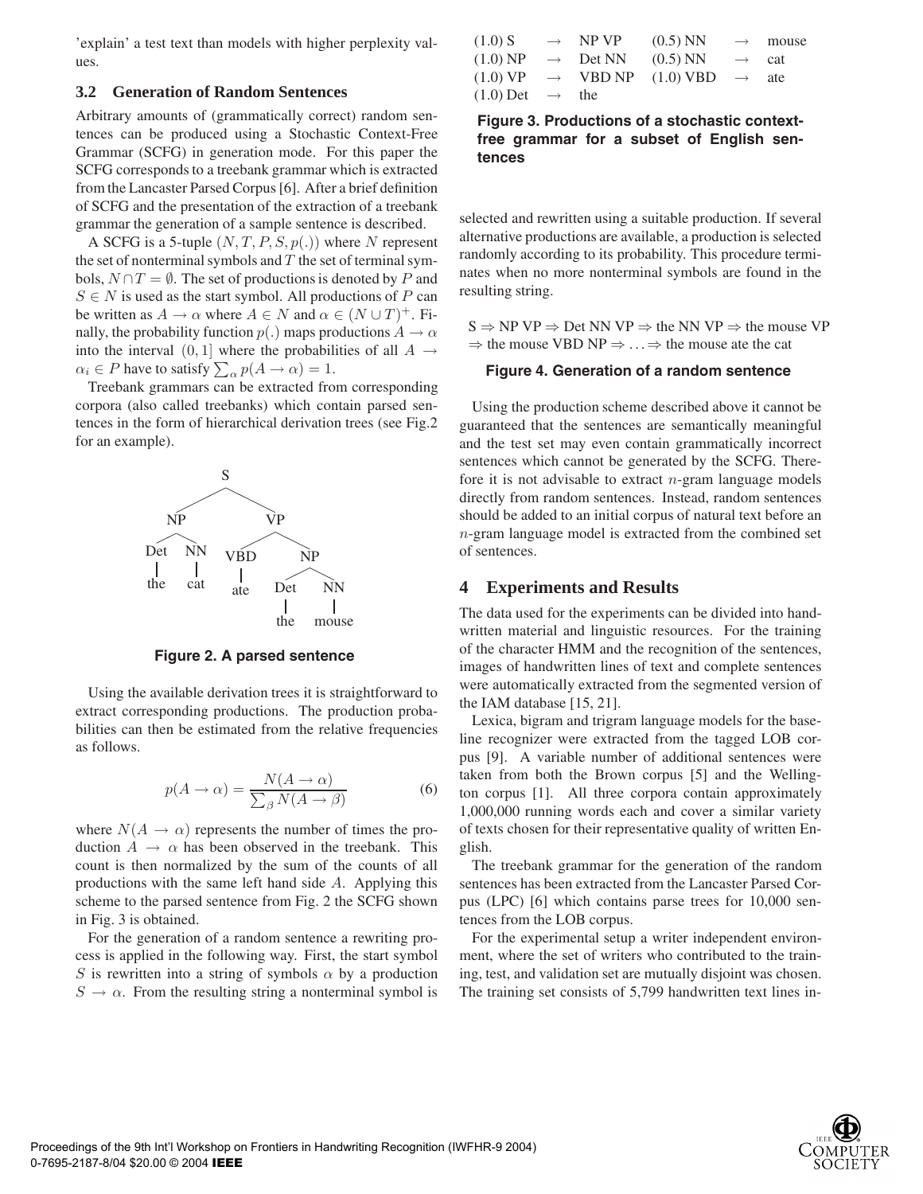'explain' a test text than models with higher perplexity values.

### 3.2 Generation of Random Sentences

Arbitrary amounts of (grammatically correct) random sentences can be produced using a Stochastic Context-Free Grammar (SCFG) in generation mode. For this paper the SCFG corresponds to a treebank grammar which is extracted from the Lancaster Parsed Corpus [6]. After a brief definition of SCFG and the presentation of the extraction of a treebank grammar the generation of a sample sentence is described.

A SCFG is a 5-tuple $(N, T, P, S, p(.))$ where $N$ represent the set of nonterminal symbols and $T$ the set of terminal symbols, $N \cap T = \emptyset$. The set of productions is denoted by $P$ and $S \in N$ is used as the start symbol. All productions of $P$ can be written as $A \rightarrow \alpha$ where $A \in N$ and $\alpha \in (N \cup T)^+$. Finally, the probability function $p(.)$ maps productions $A \rightarrow \alpha$ into the interval $(0, 1]$ where the probabilities of all $A \rightarrow \alpha_i \in P$ have to satisfy $\sum_\alpha p(A \rightarrow \alpha) = 1$.

Treebank grammars can be extracted from corresponding corpora (also called treebanks) which contain parsed sentences in the form of hierarchical derivation trees (see Fig.2 for an example).

```
                S
        ________|________
       NP               VP
      /  \          ____|____
    Det   NN      VBD        NP
     |     |       |        /  \
    the   cat     ate     Det   NN
                           |     |
                          the  mouse
```

**Figure 2. A parsed sentence**

Using the available derivation trees it is straightforward to extract corresponding productions. The production probabilities can then be estimated from the relative frequencies as follows.

$$p(A \rightarrow \alpha) = \frac{N(A \rightarrow \alpha)}{\sum_\beta N(A \rightarrow \beta)} \tag{6}$$

where $N(A \rightarrow \alpha)$ represents the number of times the production $A \rightarrow \alpha$ has been observed in the treebank. This count is then normalized by the sum of the counts of all productions with the same left hand side $A$. Applying this scheme to the parsed sentence from Fig. 2 the SCFG shown in Fig. 3 is obtained.

For the generation of a random sentence a rewriting process is applied in the following way. First, the start symbol $S$ is rewritten into a string of symbols $\alpha$ by a production $S \rightarrow \alpha$. From the resulting string a nonterminal symbol is selected and rewritten using a suitable production. If several alternative productions are available, a production is selected randomly according to its probability. This procedure terminates when no more nonterminal symbols are found in the resulting string.

| | | | | | |
|---|---|---|---|---|---|
| (1.0) S | $\rightarrow$ | NP VP | (0.5) NN | $\rightarrow$ | mouse |
| (1.0) NP | $\rightarrow$ | Det NN | (0.5) NN | $\rightarrow$ | cat |
| (1.0) VP | $\rightarrow$ | VBD NP | (1.0) VBD | $\rightarrow$ | ate |
| (1.0) Det | $\rightarrow$ | the | | | |

**Figure 3. Productions of a stochastic context-free grammar for a subset of English sentences**

S $\Rightarrow$ NP VP $\Rightarrow$ Det NN VP $\Rightarrow$ the NN VP $\Rightarrow$ the mouse VP $\Rightarrow$ the mouse VBD NP $\Rightarrow \ldots \Rightarrow$ the mouse ate the cat

**Figure 4. Generation of a random sentence**

Using the production scheme described above it cannot be guaranteed that the sentences are semantically meaningful and the test set may even contain grammatically incorrect sentences which cannot be generated by the SCFG. Therefore it is not advisable to extract $n$-gram language models directly from random sentences. Instead, random sentences should be added to an initial corpus of natural text before an $n$-gram language model is extracted from the combined set of sentences.

## 4 Experiments and Results

The data used for the experiments can be divided into handwritten material and linguistic resources. For the training of the character HMM and the recognition of the sentences, images of handwritten lines of text and complete sentences were automatically extracted from the segmented version of the IAM database [15, 21].

Lexica, bigram and trigram language models for the baseline recognizer were extracted from the tagged LOB corpus [9]. A variable number of additional sentences were taken from both the Brown corpus [5] and the Wellington corpus [1]. All three corpora contain approximately 1,000,000 running words each and cover a similar variety of texts chosen for their representative quality of written English.

The treebank grammar for the generation of the random sentences has been extracted from the Lancaster Parsed Corpus (LPC) [6] which contains parse trees for 10,000 sentences from the LOB corpus.

For the experimental setup a writer independent environment, where the set of writers who contributed to the training, test, and validation set are mutually disjoint was chosen. The training set consists of 5,799 handwritten text lines in-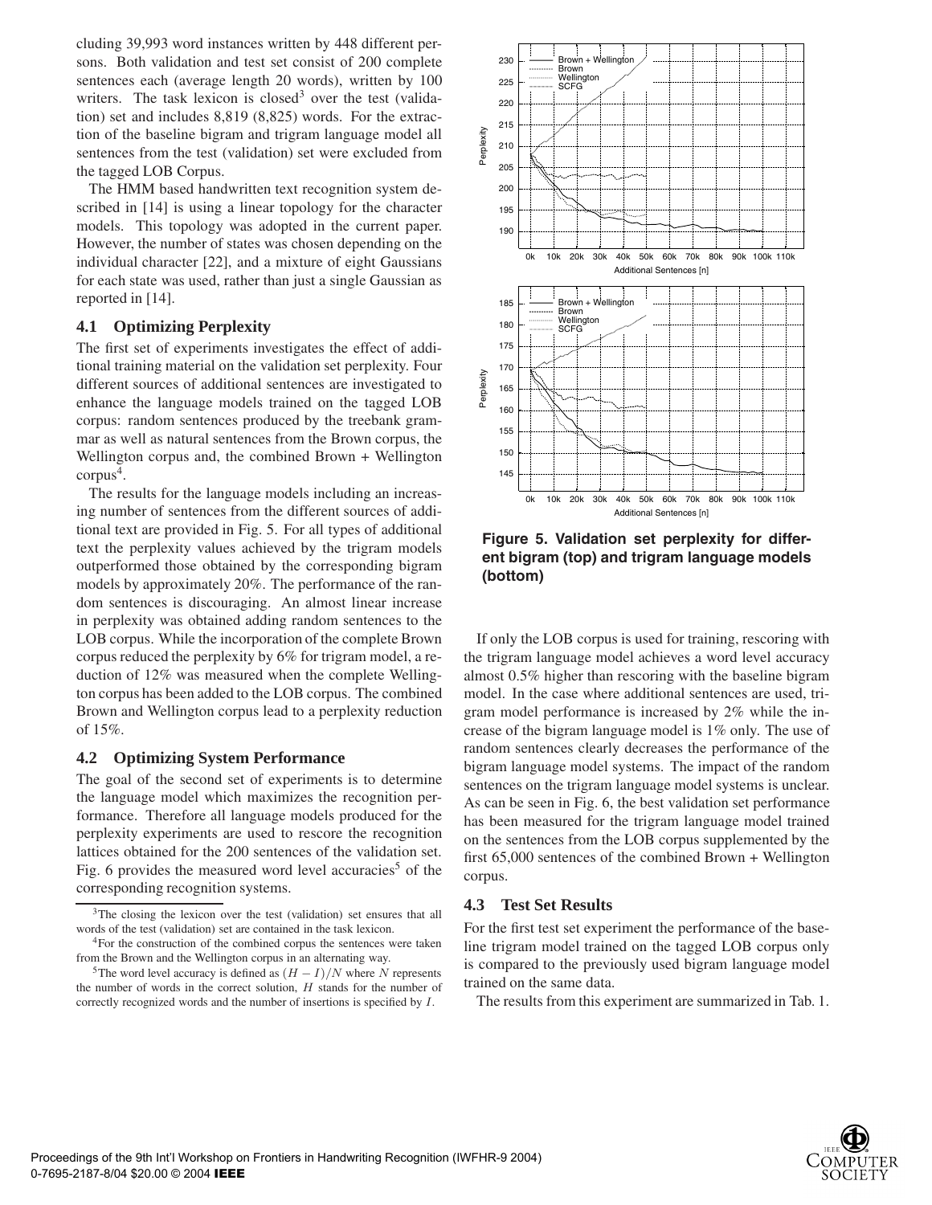cluding 39,993 word instances written by 448 different persons. Both validation and test set consist of 200 complete sentences each (average length 20 words), written by 100 writers. The task lexicon is closed[3] over the test (validation) set and includes 8,819 (8,825) words. For the extraction of the baseline bigram and trigram language model all sentences from the test (validation) set were excluded from the tagged LOB Corpus.

The HMM based handwritten text recognition system described in [14] is using a linear topology for the character models. This topology was adopted in the current paper. However, the number of states was chosen depending on the individual character [22], and a mixture of eight Gaussians for each state was used, rather than just a single Gaussian as reported in [14].

### 4.1 Optimizing Perplexity

The first set of experiments investigates the effect of additional training material on the validation set perplexity. Four different sources of additional sentences are investigated to enhance the language models trained on the tagged LOB corpus: random sentences produced by the treebank grammar as well as natural sentences from the Brown corpus, the Wellington corpus and, the combined Brown + Wellington corpus[4].

The results for the language models including an increasing number of sentences from the different sources of additional text are provided in Fig. 5. For all types of additional text the perplexity values achieved by the trigram models outperformed those obtained by the corresponding bigram models by approximately 20%. The performance of the random sentences is discouraging. An almost linear increase in perplexity was obtained adding random sentences to the LOB corpus. While the incorporation of the complete Brown corpus reduced the perplexity by 6% for trigram model, a reduction of 12% was measured when the complete Wellington corpus has been added to the LOB corpus. The combined Brown and Wellington corpus lead to a perplexity reduction of 15%.

### 4.2 Optimizing System Performance

The goal of the second set of experiments is to determine the language model which maximizes the recognition performance. Therefore all language models produced for the perplexity experiments are used to rescore the recognition lattices obtained for the 200 sentences of the validation set. Fig. 6 provides the measured word level accuracies[5] of the corresponding recognition systems.

**Figure 5. Validation set perplexity for different bigram (top) and trigram language models (bottom)**

If only the LOB corpus is used for training, rescoring with the trigram language model achieves a word level accuracy almost 0.5% higher than rescoring with the baseline bigram model. In the case where additional sentences are used, trigram model performance is increased by 2% while the increase of the bigram language model is 1% only. The use of random sentences clearly decreases the performance of the bigram language model systems. The impact of the random sentences on the trigram language model systems is unclear. As can be seen in Fig. 6, the best validation set performance has been measured for the trigram language model trained on the sentences from the LOB corpus supplemented by the first 65,000 sentences of the combined Brown + Wellington corpus.

### 4.3 Test Set Results

For the first test set experiment the performance of the baseline trigram model trained on the tagged LOB corpus only is compared to the previously used bigram language model trained on the same data.

The results from this experiment are summarized in Tab. 1.

---

[3] The closing the lexicon over the test (validation) set ensures that all words of the test (validation) set are contained in the task lexicon.

[4] For the construction of the combined corpus the sentences were taken from the Brown and the Wellington corpus in an alternating way.

[5] The word level accuracy is defined as $(H - I)/N$ where $N$ represents the number of words in the correct solution, $H$ stands for the number of correctly recognized words and the number of insertions is specified by $I$.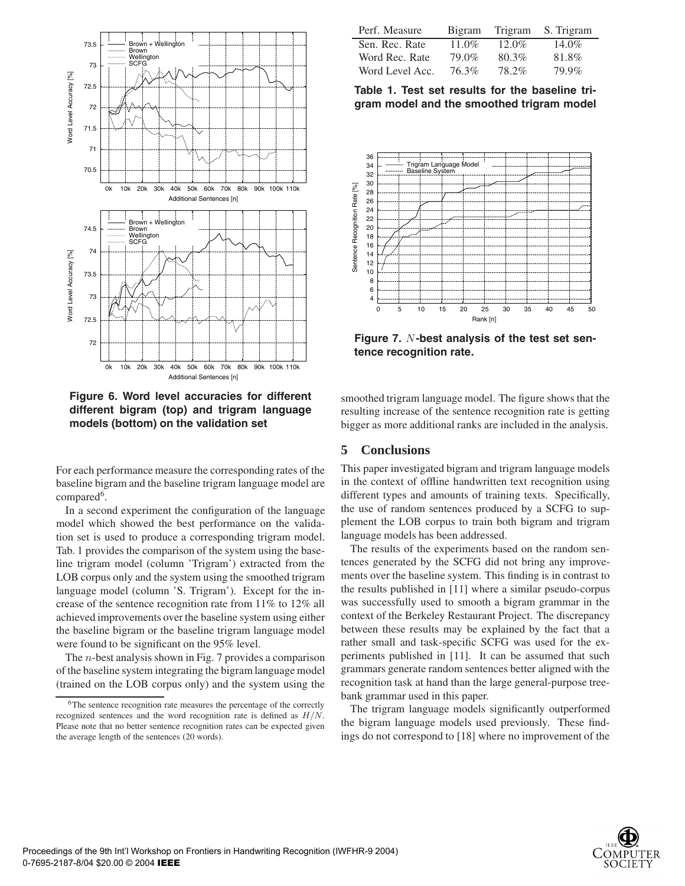Figure 6. Word level accuracies for different different bigram (top) and trigram language models (bottom) on the validation set

For each performance measure the corresponding rates of the baseline bigram and the baseline trigram language model are compared[6].

In a second experiment the configuration of the language model which showed the best performance on the validation set is used to produce a corresponding trigram model. Tab. 1 provides the comparison of the system using the baseline trigram model (column 'Trigram') extracted from the LOB corpus only and the system using the smoothed trigram language model (column 'S. Trigram'). Except for the increase of the sentence recognition rate from 11% to 12% all achieved improvements over the baseline system using either the baseline bigram or the baseline trigram language model were found to be significant on the 95% level.

The $n$-best analysis shown in Fig. 7 provides a comparison of the baseline system integrating the bigram language model (trained on the LOB corpus only) and the system using the smoothed trigram language model. The figure shows that the resulting increase of the sentence recognition rate is getting bigger as more additional ranks are included in the analysis.

[6]The sentence recognition rate measures the percentage of the correctly recognized sentences and the word recognition rate is defined as $H/N$. Please note that no better sentence recognition rates can be expected given the average length of the sentences (20 words).

| Perf. Measure | Bigram | Trigram | S. Trigram |
|---|---|---|---|
| Sen. Rec. Rate | 11.0% | 12.0% | 14.0% |
| Word Rec. Rate | 79.0% | 80.3% | 81.8% |
| Word Level Acc. | 76.3% | 78.2% | 79.9% |

**Table 1. Test set results for the baseline trigram model and the smoothed trigram model**

**Figure 7.** $N$**-best analysis of the test set sentence recognition rate.**

## 5 Conclusions

This paper investigated bigram and trigram language models in the context of offline handwritten text recognition using different types and amounts of training texts. Specifically, the use of random sentences produced by a SCFG to supplement the LOB corpus to train both bigram and trigram language models has been addressed.

The results of the experiments based on the random sentences generated by the SCFG did not bring any improvements over the baseline system. This finding is in contrast to the results published in [11] where a similar pseudo-corpus was successfully used to smooth a bigram grammar in the context of the Berkeley Restaurant Project. The discrepancy between these results may be explained by the fact that a rather small and task-specific SCFG was used for the experiments published in [11]. It can be assumed that such grammars generate random sentences better aligned with the recognition task at hand than the large general-purpose treebank grammar used in this paper.

The trigram language models significantly outperformed the bigram language models used previously. These findings do not correspond to [18] where no improvement of the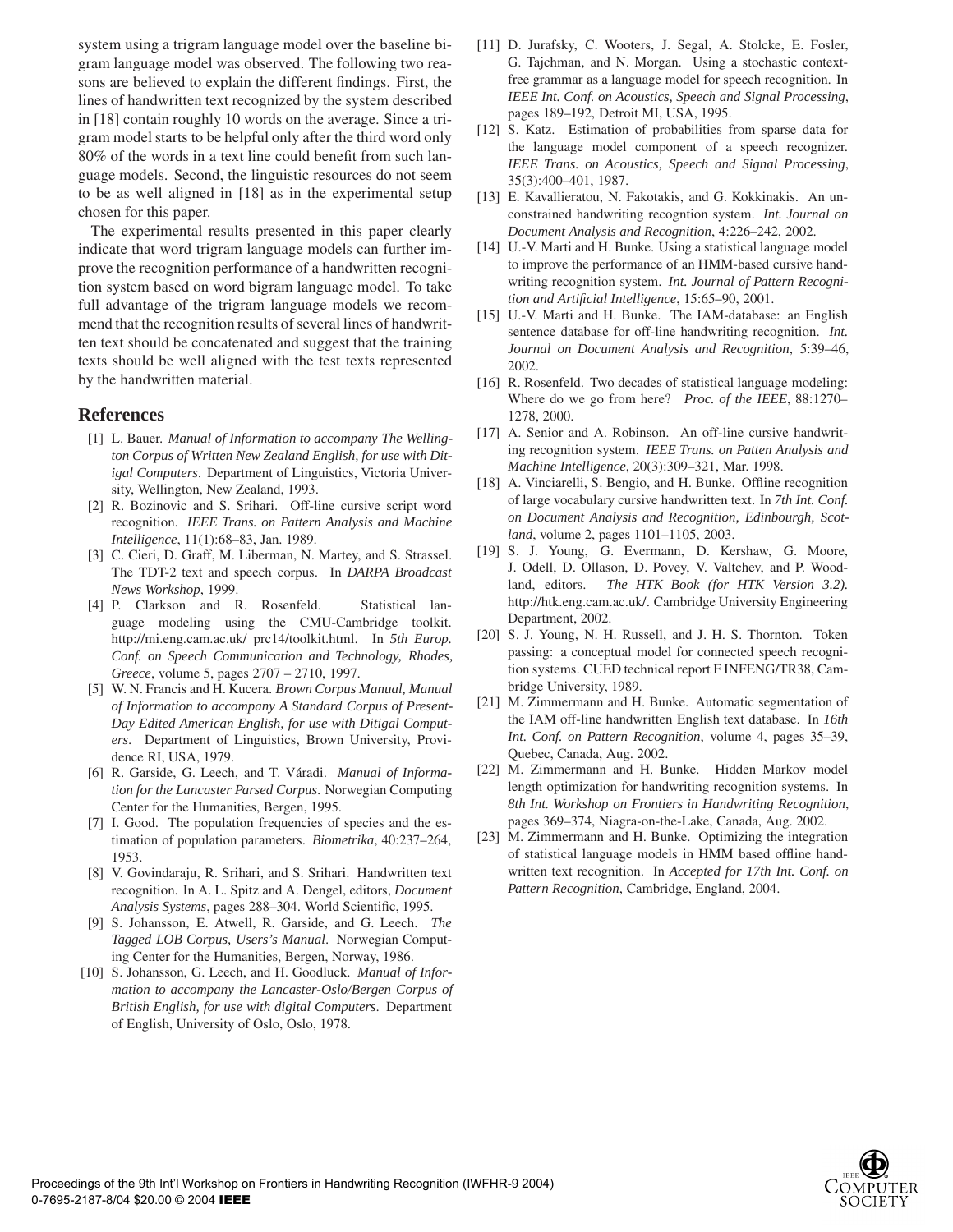system using a trigram language model over the baseline bigram language model was observed. The following two reasons are believed to explain the different findings. First, the lines of handwritten text recognized by the system described in [18] contain roughly 10 words on the average. Since a trigram model starts to be helpful only after the third word only 80% of the words in a text line could benefit from such language models. Second, the linguistic resources do not seem to be as well aligned in [18] as in the experimental setup chosen for this paper.

The experimental results presented in this paper clearly indicate that word trigram language models can further improve the recognition performance of a handwritten recognition system based on word bigram language model. To take full advantage of the trigram language models we recommend that the recognition results of several lines of handwritten text should be concatenated and suggest that the training texts should be well aligned with the test texts represented by the handwritten material.

## References

[1] L. Bauer. *Manual of Information to accompany The Wellington Corpus of Written New Zealand English, for use with Digital Computers*. Department of Linguistics, Victoria University, Wellington, New Zealand, 1993.

[2] R. Bozinovic and S. Srihari. Off-line cursive script word recognition. *IEEE Trans. on Pattern Analysis and Machine Intelligence*, 11(1):68–83, Jan. 1989.

[3] C. Cieri, D. Graff, M. Liberman, N. Martey, and S. Strassel. The TDT-2 text and speech corpus. In *DARPA Broadcast News Workshop*, 1999.

[4] P. Clarkson and R. Rosenfeld. Statistical language modeling using the CMU-Cambridge toolkit. http://mi.eng.cam.ac.uk/ prc14/toolkit.html. In *5th Europ. Conf. on Speech Communication and Technology, Rhodes, Greece*, volume 5, pages 2707 – 2710, 1997.

[5] W. N. Francis and H. Kucera. *Brown Corpus Manual, Manual of Information to accompany A Standard Corpus of Present-Day Edited American English, for use with Ditigal Computers*. Department of Linguistics, Brown University, Providence RI, USA, 1979.

[6] R. Garside, G. Leech, and T. Váradi. *Manual of Information for the Lancaster Parsed Corpus*. Norwegian Computing Center for the Humanities, Bergen, 1995.

[7] I. Good. The population frequencies of species and the estimation of population parameters. *Biometrika*, 40:237–264, 1953.

[8] V. Govindaraju, R. Srihari, and S. Srihari. Handwritten text recognition. In A. L. Spitz and A. Dengel, editors, *Document Analysis Systems*, pages 288–304. World Scientific, 1995.

[9] S. Johansson, E. Atwell, R. Garside, and G. Leech. *The Tagged LOB Corpus, Users's Manual*. Norwegian Computing Center for the Humanities, Bergen, Norway, 1986.

[10] S. Johansson, G. Leech, and H. Goodluck. *Manual of Information to accompany the Lancaster-Oslo/Bergen Corpus of British English, for use with digital Computers*. Department of English, University of Oslo, Oslo, 1978.

[11] D. Jurafsky, C. Wooters, J. Segal, A. Stolcke, E. Fosler, G. Tajchman, and N. Morgan. Using a stochastic context-free grammar as a language model for speech recognition. In *IEEE Int. Conf. on Acoustics, Speech and Signal Processing*, pages 189–192, Detroit MI, USA, 1995.

[12] S. Katz. Estimation of probabilities from sparse data for the language model component of a speech recognizer. *IEEE Trans. on Acoustics, Speech and Signal Processing*, 35(3):400–401, 1987.

[13] E. Kavallieratou, N. Fakotakis, and G. Kokkinakis. An unconstrained handwriting recogntion system. *Int. Journal on Document Analysis and Recognition*, 4:226–242, 2002.

[14] U.-V. Marti and H. Bunke. Using a statistical language model to improve the performance of an HMM-based cursive handwriting recognition system. *Int. Journal of Pattern Recognition and Artificial Intelligence*, 15:65–90, 2001.

[15] U.-V. Marti and H. Bunke. The IAM-database: an English sentence database for off-line handwriting recognition. *Int. Journal on Document Analysis and Recognition*, 5:39–46, 2002.

[16] R. Rosenfeld. Two decades of statistical language modeling: Where do we go from here? *Proc. of the IEEE*, 88:1270–1278, 2000.

[17] A. Senior and A. Robinson. An off-line cursive handwriting recognition system. *IEEE Trans. on Patten Analysis and Machine Intelligence*, 20(3):309–321, Mar. 1998.

[18] A. Vinciarelli, S. Bengio, and H. Bunke. Offline recognition of large vocabulary cursive handwritten text. In *7th Int. Conf. on Document Analysis and Recognition, Edinbourgh, Scotland*, volume 2, pages 1101–1105, 2003.

[19] S. J. Young, G. Evermann, D. Kershaw, G. Moore, J. Odell, D. Ollason, D. Povey, V. Valtchev, and P. Woodland, editors. *The HTK Book (for HTK Version 3.2)*. http://htk.eng.cam.ac.uk/. Cambridge University Engineering Department, 2002.

[20] S. J. Young, N. H. Russell, and J. H. S. Thornton. Token passing: a conceptual model for connected speech recognition systems. CUED technical report F INFENG/TR38, Cambridge University, 1989.

[21] M. Zimmermann and H. Bunke. Automatic segmentation of the IAM off-line handwritten English text database. In *16th Int. Conf. on Pattern Recognition*, volume 4, pages 35–39, Quebec, Canada, Aug. 2002.

[22] M. Zimmermann and H. Bunke. Hidden Markov model length optimization for handwriting recognition systems. In *8th Int. Workshop on Frontiers in Handwriting Recognition*, pages 369–374, Niagra-on-the-Lake, Canada, Aug. 2002.

[23] M. Zimmermann and H. Bunke. Optimizing the integration of statistical language models in HMM based offline handwritten text recognition. In *Accepted for 17th Int. Conf. on Pattern Recognition*, Cambridge, England, 2004.